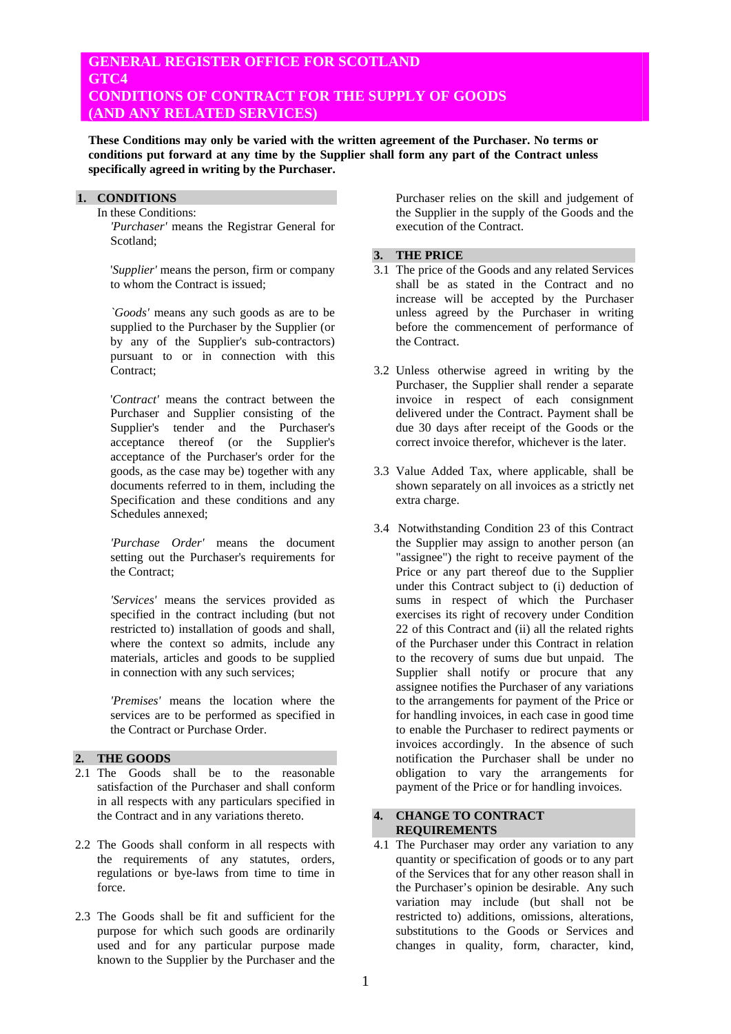# GENERAL REGISTER OFFICE FOR SCOTLAND
# GTC4
# CONDITIONS OF CONTRACT FOR THE SUPPLY OF GOODS (AND ANY RELATED SERVICES)

**These Conditions may only be varied with the written agreement of the Purchaser. No terms or conditions put forward at any time by the Supplier shall form any part of the Contract unless specifically agreed in writing by the Purchaser.**

## 1. CONDITIONS

In these Conditions:

*'Purchaser'* means the Registrar General for Scotland;

'*Supplier'* means the person, firm or company to whom the Contract is issued;

*`Goods'* means any such goods as are to be supplied to the Purchaser by the Supplier (or by any of the Supplier's sub-contractors) pursuant to or in connection with this Contract;

'*Contract'* means the contract between the Purchaser and Supplier consisting of the Supplier's tender and the Purchaser's acceptance thereof (or the Supplier's acceptance of the Purchaser's order for the goods, as the case may be) together with any documents referred to in them, including the Specification and these conditions and any Schedules annexed;

*'Purchase Order'* means the document setting out the Purchaser's requirements for the Contract;

*'Services'* means the services provided as specified in the contract including (but not restricted to) installation of goods and shall, where the context so admits, include any materials, articles and goods to be supplied in connection with any such services;

*'Premises'* means the location where the services are to be performed as specified in the Contract or Purchase Order.

## 2. THE GOODS

2.1 The Goods shall be to the reasonable satisfaction of the Purchaser and shall conform in all respects with any particulars specified in the Contract and in any variations thereto.

2.2 The Goods shall conform in all respects with the requirements of any statutes, orders, regulations or bye-laws from time to time in force.

2.3 The Goods shall be fit and sufficient for the purpose for which such goods are ordinarily used and for any particular purpose made known to the Supplier by the Purchaser and the Purchaser relies on the skill and judgement of the Supplier in the supply of the Goods and the execution of the Contract.

## 3. THE PRICE

3.1 The price of the Goods and any related Services shall be as stated in the Contract and no increase will be accepted by the Purchaser unless agreed by the Purchaser in writing before the commencement of performance of the Contract.

3.2 Unless otherwise agreed in writing by the Purchaser, the Supplier shall render a separate invoice in respect of each consignment delivered under the Contract. Payment shall be due 30 days after receipt of the Goods or the correct invoice therefor, whichever is the later.

3.3 Value Added Tax, where applicable, shall be shown separately on all invoices as a strictly net extra charge.

3.4 Notwithstanding Condition 23 of this Contract the Supplier may assign to another person (an "assignee") the right to receive payment of the Price or any part thereof due to the Supplier under this Contract subject to (i) deduction of sums in respect of which the Purchaser exercises its right of recovery under Condition 22 of this Contract and (ii) all the related rights of the Purchaser under this Contract in relation to the recovery of sums due but unpaid. The Supplier shall notify or procure that any assignee notifies the Purchaser of any variations to the arrangements for payment of the Price or for handling invoices, in each case in good time to enable the Purchaser to redirect payments or invoices accordingly. In the absence of such notification the Purchaser shall be under no obligation to vary the arrangements for payment of the Price or for handling invoices.

## 4. CHANGE TO CONTRACT REQUIREMENTS

4.1 The Purchaser may order any variation to any quantity or specification of goods or to any part of the Services that for any other reason shall in the Purchaser's opinion be desirable. Any such variation may include (but shall not be restricted to) additions, omissions, alterations, substitutions to the Goods or Services and changes in quality, form, character, kind,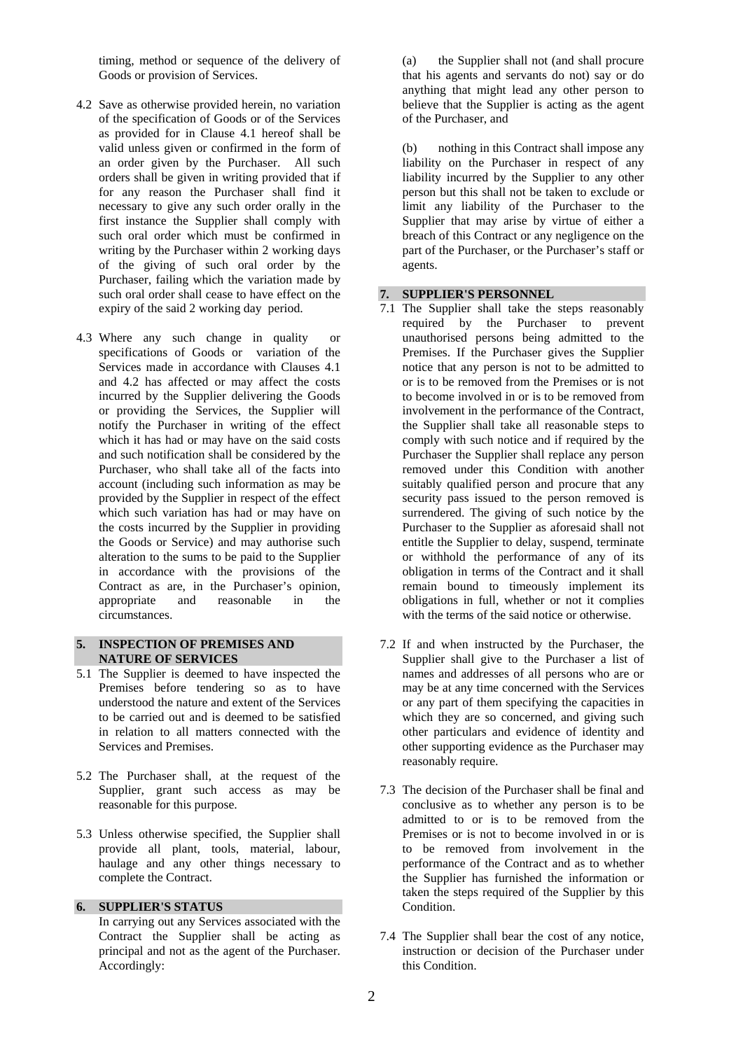timing, method or sequence of the delivery of Goods or provision of Services.

4.2 Save as otherwise provided herein, no variation of the specification of Goods or of the Services as provided for in Clause 4.1 hereof shall be valid unless given or confirmed in the form of an order given by the Purchaser. All such orders shall be given in writing provided that if for any reason the Purchaser shall find it necessary to give any such order orally in the first instance the Supplier shall comply with such oral order which must be confirmed in writing by the Purchaser within 2 working days of the giving of such oral order by the Purchaser, failing which the variation made by such oral order shall cease to have effect on the expiry of the said 2 working day period.

4.3 Where any such change in quality or specifications of Goods or variation of the Services made in accordance with Clauses 4.1 and 4.2 has affected or may affect the costs incurred by the Supplier delivering the Goods or providing the Services, the Supplier will notify the Purchaser in writing of the effect which it has had or may have on the said costs and such notification shall be considered by the Purchaser, who shall take all of the facts into account (including such information as may be provided by the Supplier in respect of the effect which such variation has had or may have on the costs incurred by the Supplier in providing the Goods or Service) and may authorise such alteration to the sums to be paid to the Supplier in accordance with the provisions of the Contract as are, in the Purchaser's opinion, appropriate and reasonable in the circumstances.

## 5. INSPECTION OF PREMISES AND NATURE OF SERVICES

5.1 The Supplier is deemed to have inspected the Premises before tendering so as to have understood the nature and extent of the Services to be carried out and is deemed to be satisfied in relation to all matters connected with the Services and Premises.

5.2 The Purchaser shall, at the request of the Supplier, grant such access as may be reasonable for this purpose.

5.3 Unless otherwise specified, the Supplier shall provide all plant, tools, material, labour, haulage and any other things necessary to complete the Contract.

## 6. SUPPLIER'S STATUS

In carrying out any Services associated with the Contract the Supplier shall be acting as principal and not as the agent of the Purchaser. Accordingly:

(a) the Supplier shall not (and shall procure that his agents and servants do not) say or do anything that might lead any other person to believe that the Supplier is acting as the agent of the Purchaser, and

(b) nothing in this Contract shall impose any liability on the Purchaser in respect of any liability incurred by the Supplier to any other person but this shall not be taken to exclude or limit any liability of the Purchaser to the Supplier that may arise by virtue of either a breach of this Contract or any negligence on the part of the Purchaser, or the Purchaser's staff or agents.

## 7. SUPPLIER'S PERSONNEL

7.1 The Supplier shall take the steps reasonably required by the Purchaser to prevent unauthorised persons being admitted to the Premises. If the Purchaser gives the Supplier notice that any person is not to be admitted to or is to be removed from the Premises or is not to become involved in or is to be removed from involvement in the performance of the Contract, the Supplier shall take all reasonable steps to comply with such notice and if required by the Purchaser the Supplier shall replace any person removed under this Condition with another suitably qualified person and procure that any security pass issued to the person removed is surrendered. The giving of such notice by the Purchaser to the Supplier as aforesaid shall not entitle the Supplier to delay, suspend, terminate or withhold the performance of any of its obligation in terms of the Contract and it shall remain bound to timeously implement its obligations in full, whether or not it complies with the terms of the said notice or otherwise.

7.2 If and when instructed by the Purchaser, the Supplier shall give to the Purchaser a list of names and addresses of all persons who are or may be at any time concerned with the Services or any part of them specifying the capacities in which they are so concerned, and giving such other particulars and evidence of identity and other supporting evidence as the Purchaser may reasonably require.

7.3 The decision of the Purchaser shall be final and conclusive as to whether any person is to be admitted to or is to be removed from the Premises or is not to become involved in or is to be removed from involvement in the performance of the Contract and as to whether the Supplier has furnished the information or taken the steps required of the Supplier by this Condition.

7.4 The Supplier shall bear the cost of any notice, instruction or decision of the Purchaser under this Condition.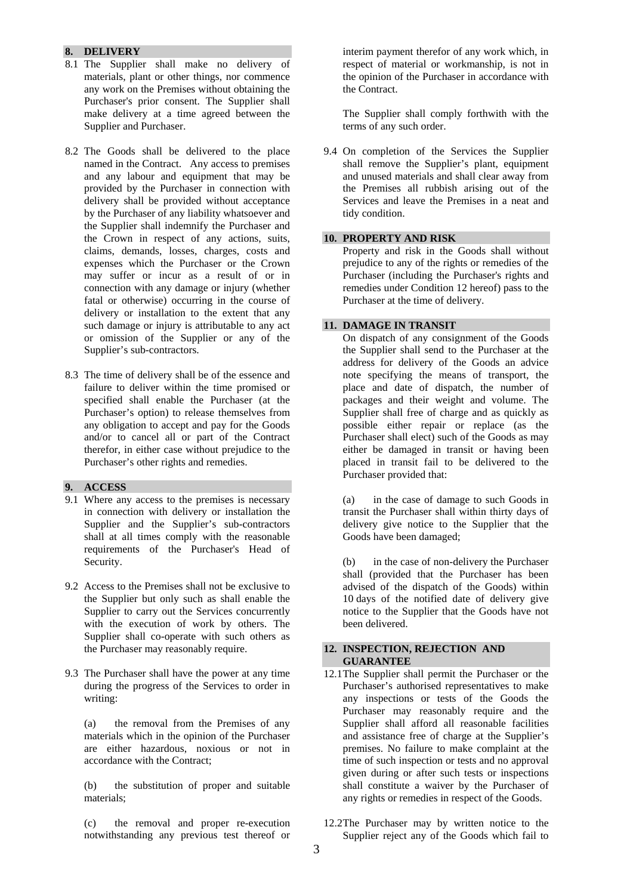## 8. DELIVERY

8.1 The Supplier shall make no delivery of materials, plant or other things, nor commence any work on the Premises without obtaining the Purchaser's prior consent. The Supplier shall make delivery at a time agreed between the Supplier and Purchaser.

8.2 The Goods shall be delivered to the place named in the Contract. Any access to premises and any labour and equipment that may be provided by the Purchaser in connection with delivery shall be provided without acceptance by the Purchaser of any liability whatsoever and the Supplier shall indemnify the Purchaser and the Crown in respect of any actions, suits, claims, demands, losses, charges, costs and expenses which the Purchaser or the Crown may suffer or incur as a result of or in connection with any damage or injury (whether fatal or otherwise) occurring in the course of delivery or installation to the extent that any such damage or injury is attributable to any act or omission of the Supplier or any of the Supplier's sub-contractors.

8.3 The time of delivery shall be of the essence and failure to deliver within the time promised or specified shall enable the Purchaser (at the Purchaser's option) to release themselves from any obligation to accept and pay for the Goods and/or to cancel all or part of the Contract therefor, in either case without prejudice to the Purchaser's other rights and remedies.

## 9. ACCESS

9.1 Where any access to the premises is necessary in connection with delivery or installation the Supplier and the Supplier's sub-contractors shall at all times comply with the reasonable requirements of the Purchaser's Head of Security.

9.2 Access to the Premises shall not be exclusive to the Supplier but only such as shall enable the Supplier to carry out the Services concurrently with the execution of work by others. The Supplier shall co-operate with such others as the Purchaser may reasonably require.

9.3 The Purchaser shall have the power at any time during the progress of the Services to order in writing:

(a) the removal from the Premises of any materials which in the opinion of the Purchaser are either hazardous, noxious or not in accordance with the Contract;

(b) the substitution of proper and suitable materials;

(c) the removal and proper re-execution notwithstanding any previous test thereof or interim payment therefor of any work which, in respect of material or workmanship, is not in the opinion of the Purchaser in accordance with the Contract.

The Supplier shall comply forthwith with the terms of any such order.

9.4 On completion of the Services the Supplier shall remove the Supplier's plant, equipment and unused materials and shall clear away from the Premises all rubbish arising out of the Services and leave the Premises in a neat and tidy condition.

## 10. PROPERTY AND RISK

Property and risk in the Goods shall without prejudice to any of the rights or remedies of the Purchaser (including the Purchaser's rights and remedies under Condition 12 hereof) pass to the Purchaser at the time of delivery.

## 11. DAMAGE IN TRANSIT

On dispatch of any consignment of the Goods the Supplier shall send to the Purchaser at the address for delivery of the Goods an advice note specifying the means of transport, the place and date of dispatch, the number of packages and their weight and volume. The Supplier shall free of charge and as quickly as possible either repair or replace (as the Purchaser shall elect) such of the Goods as may either be damaged in transit or having been placed in transit fail to be delivered to the Purchaser provided that:

(a) in the case of damage to such Goods in transit the Purchaser shall within thirty days of delivery give notice to the Supplier that the Goods have been damaged;

(b) in the case of non-delivery the Purchaser shall (provided that the Purchaser has been advised of the dispatch of the Goods) within 10 days of the notified date of delivery give notice to the Supplier that the Goods have not been delivered.

## 12. INSPECTION, REJECTION AND GUARANTEE

12.1 The Supplier shall permit the Purchaser or the Purchaser's authorised representatives to make any inspections or tests of the Goods the Purchaser may reasonably require and the Supplier shall afford all reasonable facilities and assistance free of charge at the Supplier's premises. No failure to make complaint at the time of such inspection or tests and no approval given during or after such tests or inspections shall constitute a waiver by the Purchaser of any rights or remedies in respect of the Goods.

12.2 The Purchaser may by written notice to the Supplier reject any of the Goods which fail to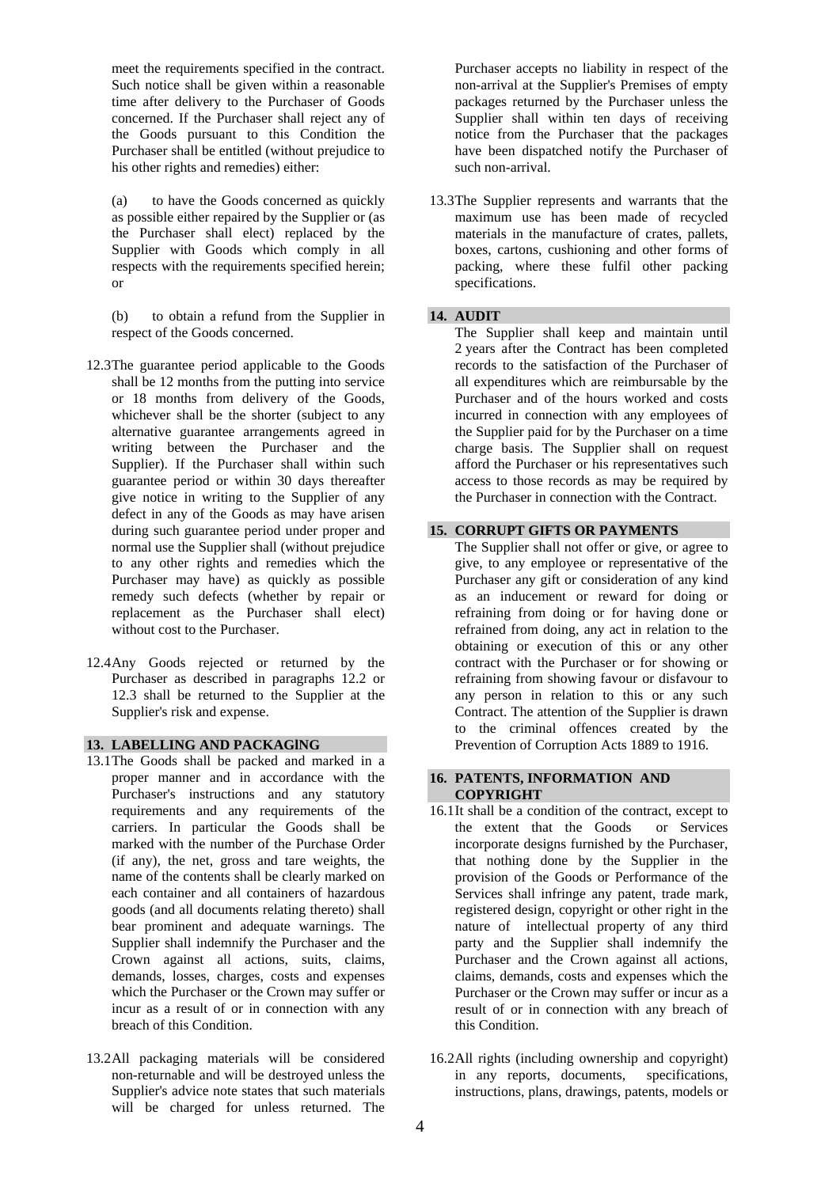meet the requirements specified in the contract. Such notice shall be given within a reasonable time after delivery to the Purchaser of Goods concerned. If the Purchaser shall reject any of the Goods pursuant to this Condition the Purchaser shall be entitled (without prejudice to his other rights and remedies) either:

(a) to have the Goods concerned as quickly as possible either repaired by the Supplier or (as the Purchaser shall elect) replaced by the Supplier with Goods which comply in all respects with the requirements specified herein; or

(b) to obtain a refund from the Supplier in respect of the Goods concerned.

12.3 The guarantee period applicable to the Goods shall be 12 months from the putting into service or 18 months from delivery of the Goods, whichever shall be the shorter (subject to any alternative guarantee arrangements agreed in writing between the Purchaser and the Supplier). If the Purchaser shall within such guarantee period or within 30 days thereafter give notice in writing to the Supplier of any defect in any of the Goods as may have arisen during such guarantee period under proper and normal use the Supplier shall (without prejudice to any other rights and remedies which the Purchaser may have) as quickly as possible remedy such defects (whether by repair or replacement as the Purchaser shall elect) without cost to the Purchaser.

12.4 Any Goods rejected or returned by the Purchaser as described in paragraphs 12.2 or 12.3 shall be returned to the Supplier at the Supplier's risk and expense.

## 13. LABELLING AND PACKAGING

13.1 The Goods shall be packed and marked in a proper manner and in accordance with the Purchaser's instructions and any statutory requirements and any requirements of the carriers. In particular the Goods shall be marked with the number of the Purchase Order (if any), the net, gross and tare weights, the name of the contents shall be clearly marked on each container and all containers of hazardous goods (and all documents relating thereto) shall bear prominent and adequate warnings. The Supplier shall indemnify the Purchaser and the Crown against all actions, suits, claims, demands, losses, charges, costs and expenses which the Purchaser or the Crown may suffer or incur as a result of or in connection with any breach of this Condition.

13.2 All packaging materials will be considered non-returnable and will be destroyed unless the Supplier's advice note states that such materials will be charged for unless returned. The Purchaser accepts no liability in respect of the non-arrival at the Supplier's Premises of empty packages returned by the Purchaser unless the Supplier shall within ten days of receiving notice from the Purchaser that the packages have been dispatched notify the Purchaser of such non-arrival.

13.3 The Supplier represents and warrants that the maximum use has been made of recycled materials in the manufacture of crates, pallets, boxes, cartons, cushioning and other forms of packing, where these fulfil other packing specifications.

## 14. AUDIT

The Supplier shall keep and maintain until 2 years after the Contract has been completed records to the satisfaction of the Purchaser of all expenditures which are reimbursable by the Purchaser and of the hours worked and costs incurred in connection with any employees of the Supplier paid for by the Purchaser on a time charge basis. The Supplier shall on request afford the Purchaser or his representatives such access to those records as may be required by the Purchaser in connection with the Contract.

## 15. CORRUPT GIFTS OR PAYMENTS

The Supplier shall not offer or give, or agree to give, to any employee or representative of the Purchaser any gift or consideration of any kind as an inducement or reward for doing or refraining from doing or for having done or refrained from doing, any act in relation to the obtaining or execution of this or any other contract with the Purchaser or for showing or refraining from showing favour or disfavour to any person in relation to this or any such Contract. The attention of the Supplier is drawn to the criminal offences created by the Prevention of Corruption Acts 1889 to 1916.

## 16. PATENTS, INFORMATION AND COPYRIGHT

16.1 It shall be a condition of the contract, except to the extent that the Goods or Services incorporate designs furnished by the Purchaser, that nothing done by the Supplier in the provision of the Goods or Performance of the Services shall infringe any patent, trade mark, registered design, copyright or other right in the nature of intellectual property of any third party and the Supplier shall indemnify the Purchaser and the Crown against all actions, claims, demands, costs and expenses which the Purchaser or the Crown may suffer or incur as a result of or in connection with any breach of this Condition.

16.2 All rights (including ownership and copyright) in any reports, documents, specifications, instructions, plans, drawings, patents, models or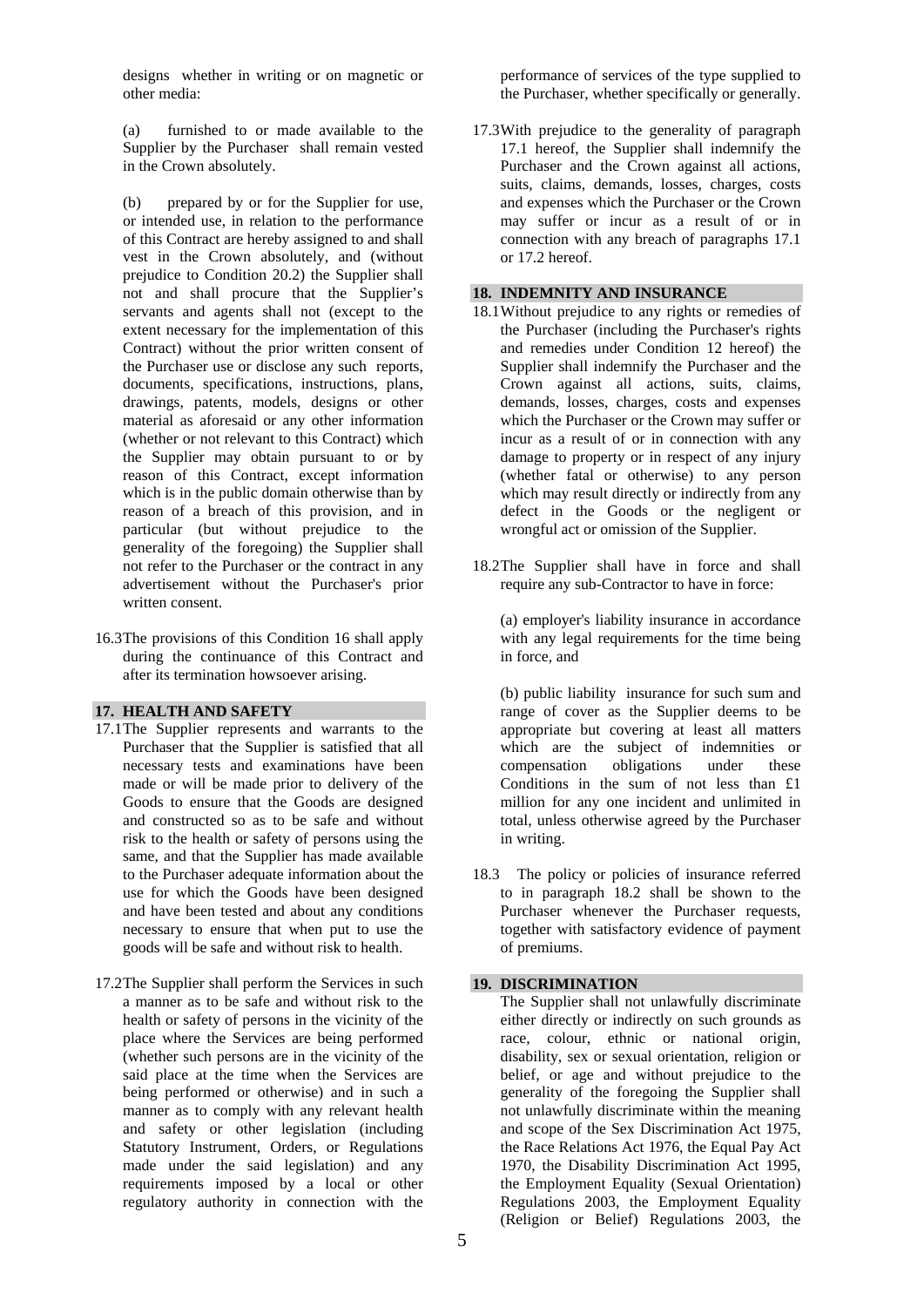designs whether in writing or on magnetic or other media:

(a) furnished to or made available to the Supplier by the Purchaser shall remain vested in the Crown absolutely.

(b) prepared by or for the Supplier for use, or intended use, in relation to the performance of this Contract are hereby assigned to and shall vest in the Crown absolutely, and (without prejudice to Condition 20.2) the Supplier shall not and shall procure that the Supplier's servants and agents shall not (except to the extent necessary for the implementation of this Contract) without the prior written consent of the Purchaser use or disclose any such reports, documents, specifications, instructions, plans, drawings, patents, models, designs or other material as aforesaid or any other information (whether or not relevant to this Contract) which the Supplier may obtain pursuant to or by reason of this Contract, except information which is in the public domain otherwise than by reason of a breach of this provision, and in particular (but without prejudice to the generality of the foregoing) the Supplier shall not refer to the Purchaser or the contract in any advertisement without the Purchaser's prior written consent.

16.3 The provisions of this Condition 16 shall apply during the continuance of this Contract and after its termination howsoever arising.

## 17. HEALTH AND SAFETY

17.1 The Supplier represents and warrants to the Purchaser that the Supplier is satisfied that all necessary tests and examinations have been made or will be made prior to delivery of the Goods to ensure that the Goods are designed and constructed so as to be safe and without risk to the health or safety of persons using the same, and that the Supplier has made available to the Purchaser adequate information about the use for which the Goods have been designed and have been tested and about any conditions necessary to ensure that when put to use the goods will be safe and without risk to health.

17.2 The Supplier shall perform the Services in such a manner as to be safe and without risk to the health or safety of persons in the vicinity of the place where the Services are being performed (whether such persons are in the vicinity of the said place at the time when the Services are being performed or otherwise) and in such a manner as to comply with any relevant health and safety or other legislation (including Statutory Instrument, Orders, or Regulations made under the said legislation) and any requirements imposed by a local or other regulatory authority in connection with the performance of services of the type supplied to the Purchaser, whether specifically or generally.

17.3 With prejudice to the generality of paragraph 17.1 hereof, the Supplier shall indemnify the Purchaser and the Crown against all actions, suits, claims, demands, losses, charges, costs and expenses which the Purchaser or the Crown may suffer or incur as a result of or in connection with any breach of paragraphs 17.1 or 17.2 hereof.

## 18. INDEMNITY AND INSURANCE

18.1 Without prejudice to any rights or remedies of the Purchaser (including the Purchaser's rights and remedies under Condition 12 hereof) the Supplier shall indemnify the Purchaser and the Crown against all actions, suits, claims, demands, losses, charges, costs and expenses which the Purchaser or the Crown may suffer or incur as a result of or in connection with any damage to property or in respect of any injury (whether fatal or otherwise) to any person which may result directly or indirectly from any defect in the Goods or the negligent or wrongful act or omission of the Supplier.

18.2 The Supplier shall have in force and shall require any sub-Contractor to have in force:

(a) employer's liability insurance in accordance with any legal requirements for the time being in force, and

(b) public liability insurance for such sum and range of cover as the Supplier deems to be appropriate but covering at least all matters which are the subject of indemnities or compensation obligations under these Conditions in the sum of not less than £1 million for any one incident and unlimited in total, unless otherwise agreed by the Purchaser in writing.

18.3 The policy or policies of insurance referred to in paragraph 18.2 shall be shown to the Purchaser whenever the Purchaser requests, together with satisfactory evidence of payment of premiums.

## 19. DISCRIMINATION

The Supplier shall not unlawfully discriminate either directly or indirectly on such grounds as race, colour, ethnic or national origin, disability, sex or sexual orientation, religion or belief, or age and without prejudice to the generality of the foregoing the Supplier shall not unlawfully discriminate within the meaning and scope of the Sex Discrimination Act 1975, the Race Relations Act 1976, the Equal Pay Act 1970, the Disability Discrimination Act 1995, the Employment Equality (Sexual Orientation) Regulations 2003, the Employment Equality (Religion or Belief) Regulations 2003, the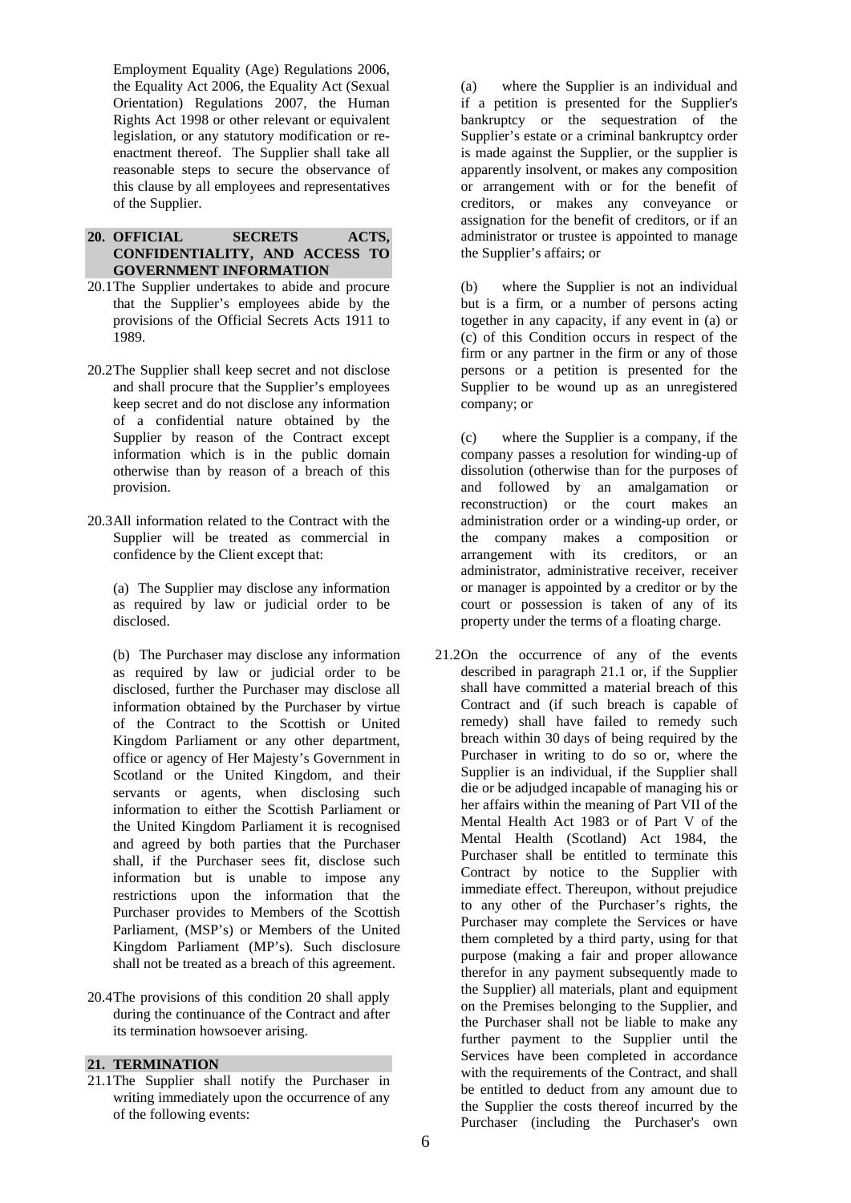Employment Equality (Age) Regulations 2006, the Equality Act 2006, the Equality Act (Sexual Orientation) Regulations 2007, the Human Rights Act 1998 or other relevant or equivalent legislation, or any statutory modification or re-enactment thereof. The Supplier shall take all reasonable steps to secure the observance of this clause by all employees and representatives of the Supplier.

## 20. OFFICIAL SECRETS ACTS, CONFIDENTIALITY, AND ACCESS TO GOVERNMENT INFORMATION

20.1 The Supplier undertakes to abide and procure that the Supplier's employees abide by the provisions of the Official Secrets Acts 1911 to 1989.

20.2 The Supplier shall keep secret and not disclose and shall procure that the Supplier's employees keep secret and do not disclose any information of a confidential nature obtained by the Supplier by reason of the Contract except information which is in the public domain otherwise than by reason of a breach of this provision.

20.3 All information related to the Contract with the Supplier will be treated as commercial in confidence by the Client except that:

(a) The Supplier may disclose any information as required by law or judicial order to be disclosed.

(b) The Purchaser may disclose any information as required by law or judicial order to be disclosed, further the Purchaser may disclose all information obtained by the Purchaser by virtue of the Contract to the Scottish or United Kingdom Parliament or any other department, office or agency of Her Majesty's Government in Scotland or the United Kingdom, and their servants or agents, when disclosing such information to either the Scottish Parliament or the United Kingdom Parliament it is recognised and agreed by both parties that the Purchaser shall, if the Purchaser sees fit, disclose such information but is unable to impose any restrictions upon the information that the Purchaser provides to Members of the Scottish Parliament, (MSP's) or Members of the United Kingdom Parliament (MP's). Such disclosure shall not be treated as a breach of this agreement.

20.4 The provisions of this condition 20 shall apply during the continuance of the Contract and after its termination howsoever arising.

## 21. TERMINATION

21.1 The Supplier shall notify the Purchaser in writing immediately upon the occurrence of any of the following events:

(a) where the Supplier is an individual and if a petition is presented for the Supplier's bankruptcy or the sequestration of the Supplier's estate or a criminal bankruptcy order is made against the Supplier, or the supplier is apparently insolvent, or makes any composition or arrangement with or for the benefit of creditors, or makes any conveyance or assignation for the benefit of creditors, or if an administrator or trustee is appointed to manage the Supplier's affairs; or

(b) where the Supplier is not an individual but is a firm, or a number of persons acting together in any capacity, if any event in (a) or (c) of this Condition occurs in respect of the firm or any partner in the firm or any of those persons or a petition is presented for the Supplier to be wound up as an unregistered company; or

(c) where the Supplier is a company, if the company passes a resolution for winding-up of dissolution (otherwise than for the purposes of and followed by an amalgamation or reconstruction) or the court makes an administration order or a winding-up order, or the company makes a composition or arrangement with its creditors, or an administrator, administrative receiver, receiver or manager is appointed by a creditor or by the court or possession is taken of any of its property under the terms of a floating charge.

21.2 On the occurrence of any of the events described in paragraph 21.1 or, if the Supplier shall have committed a material breach of this Contract and (if such breach is capable of remedy) shall have failed to remedy such breach within 30 days of being required by the Purchaser in writing to do so or, where the Supplier is an individual, if the Supplier shall die or be adjudged incapable of managing his or her affairs within the meaning of Part VII of the Mental Health Act 1983 or of Part V of the Mental Health (Scotland) Act 1984, the Purchaser shall be entitled to terminate this Contract by notice to the Supplier with immediate effect. Thereupon, without prejudice to any other of the Purchaser's rights, the Purchaser may complete the Services or have them completed by a third party, using for that purpose (making a fair and proper allowance therefor in any payment subsequently made to the Supplier) all materials, plant and equipment on the Premises belonging to the Supplier, and the Purchaser shall not be liable to make any further payment to the Supplier until the Services have been completed in accordance with the requirements of the Contract, and shall be entitled to deduct from any amount due to the Supplier the costs thereof incurred by the Purchaser (including the Purchaser's own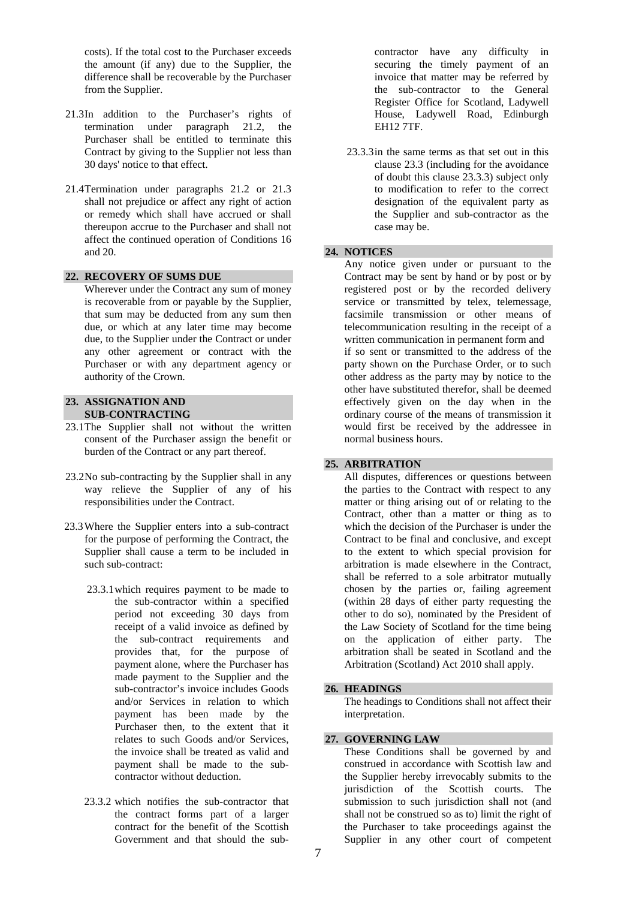costs). If the total cost to the Purchaser exceeds the amount (if any) due to the Supplier, the difference shall be recoverable by the Purchaser from the Supplier.

21.3 In addition to the Purchaser's rights of termination under paragraph 21.2, the Purchaser shall be entitled to terminate this Contract by giving to the Supplier not less than 30 days' notice to that effect.

21.4 Termination under paragraphs 21.2 or 21.3 shall not prejudice or affect any right of action or remedy which shall have accrued or shall thereupon accrue to the Purchaser and shall not affect the continued operation of Conditions 16 and 20.

## 22. RECOVERY OF SUMS DUE

Wherever under the Contract any sum of money is recoverable from or payable by the Supplier, that sum may be deducted from any sum then due, or which at any later time may become due, to the Supplier under the Contract or under any other agreement or contract with the Purchaser or with any department agency or authority of the Crown.

## 23. ASSIGNATION AND SUB-CONTRACTING

23.1 The Supplier shall not without the written consent of the Purchaser assign the benefit or burden of the Contract or any part thereof.

23.2 No sub-contracting by the Supplier shall in any way relieve the Supplier of any of his responsibilities under the Contract.

23.3 Where the Supplier enters into a sub-contract for the purpose of performing the Contract, the Supplier shall cause a term to be included in such sub-contract:

23.3.1 which requires payment to be made to the sub-contractor within a specified period not exceeding 30 days from receipt of a valid invoice as defined by the sub-contract requirements and provides that, for the purpose of payment alone, where the Purchaser has made payment to the Supplier and the sub-contractor's invoice includes Goods and/or Services in relation to which payment has been made by the Purchaser then, to the extent that it relates to such Goods and/or Services, the invoice shall be treated as valid and payment shall be made to the sub-contractor without deduction.

23.3.2 which notifies the sub-contractor that the contract forms part of a larger contract for the benefit of the Scottish Government and that should the sub-contractor have any difficulty in securing the timely payment of an invoice that matter may be referred by the sub-contractor to the General Register Office for Scotland, Ladywell House, Ladywell Road, Edinburgh EH12 7TF.

23.3.3 in the same terms as that set out in this clause 23.3 (including for the avoidance of doubt this clause 23.3.3) subject only to modification to refer to the correct designation of the equivalent party as the Supplier and sub-contractor as the case may be.

## 24. NOTICES

Any notice given under or pursuant to the Contract may be sent by hand or by post or by registered post or by the recorded delivery service or transmitted by telex, telemessage, facsimile transmission or other means of telecommunication resulting in the receipt of a written communication in permanent form and if so sent or transmitted to the address of the party shown on the Purchase Order, or to such other address as the party may by notice to the other have substituted therefor, shall be deemed effectively given on the day when in the ordinary course of the means of transmission it would first be received by the addressee in normal business hours.

## 25. ARBITRATION

All disputes, differences or questions between the parties to the Contract with respect to any matter or thing arising out of or relating to the Contract, other than a matter or thing as to which the decision of the Purchaser is under the Contract to be final and conclusive, and except to the extent to which special provision for arbitration is made elsewhere in the Contract, shall be referred to a sole arbitrator mutually chosen by the parties or, failing agreement (within 28 days of either party requesting the other to do so), nominated by the President of the Law Society of Scotland for the time being on the application of either party. The arbitration shall be seated in Scotland and the Arbitration (Scotland) Act 2010 shall apply.

## 26. HEADINGS

The headings to Conditions shall not affect their interpretation.

## 27. GOVERNING LAW

These Conditions shall be governed by and construed in accordance with Scottish law and the Supplier hereby irrevocably submits to the jurisdiction of the Scottish courts. The submission to such jurisdiction shall not (and shall not be construed so as to) limit the right of the Purchaser to take proceedings against the Supplier in any other court of competent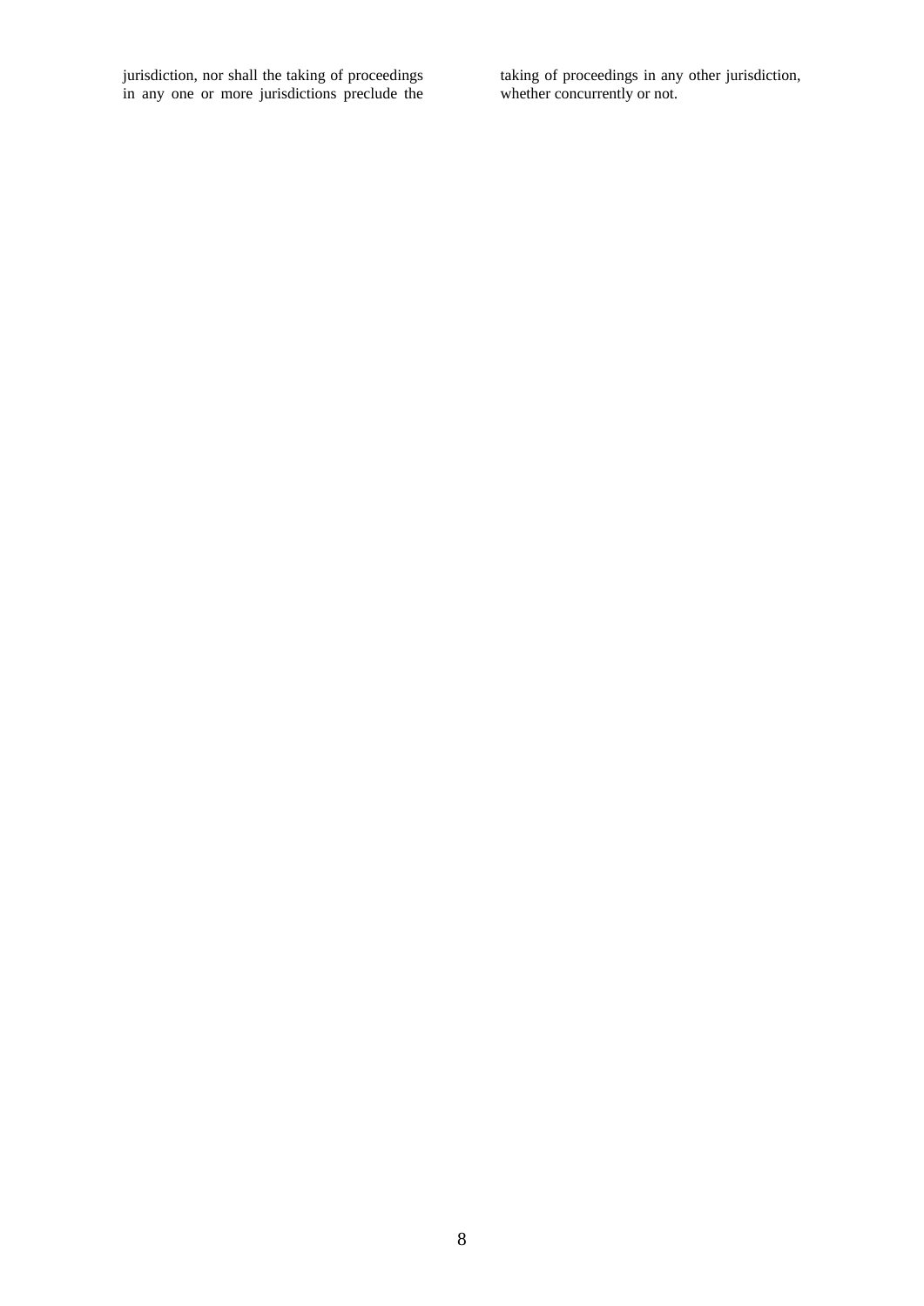jurisdiction, nor shall the taking of proceedings in any one or more jurisdictions preclude the taking of proceedings in any other jurisdiction, whether concurrently or not.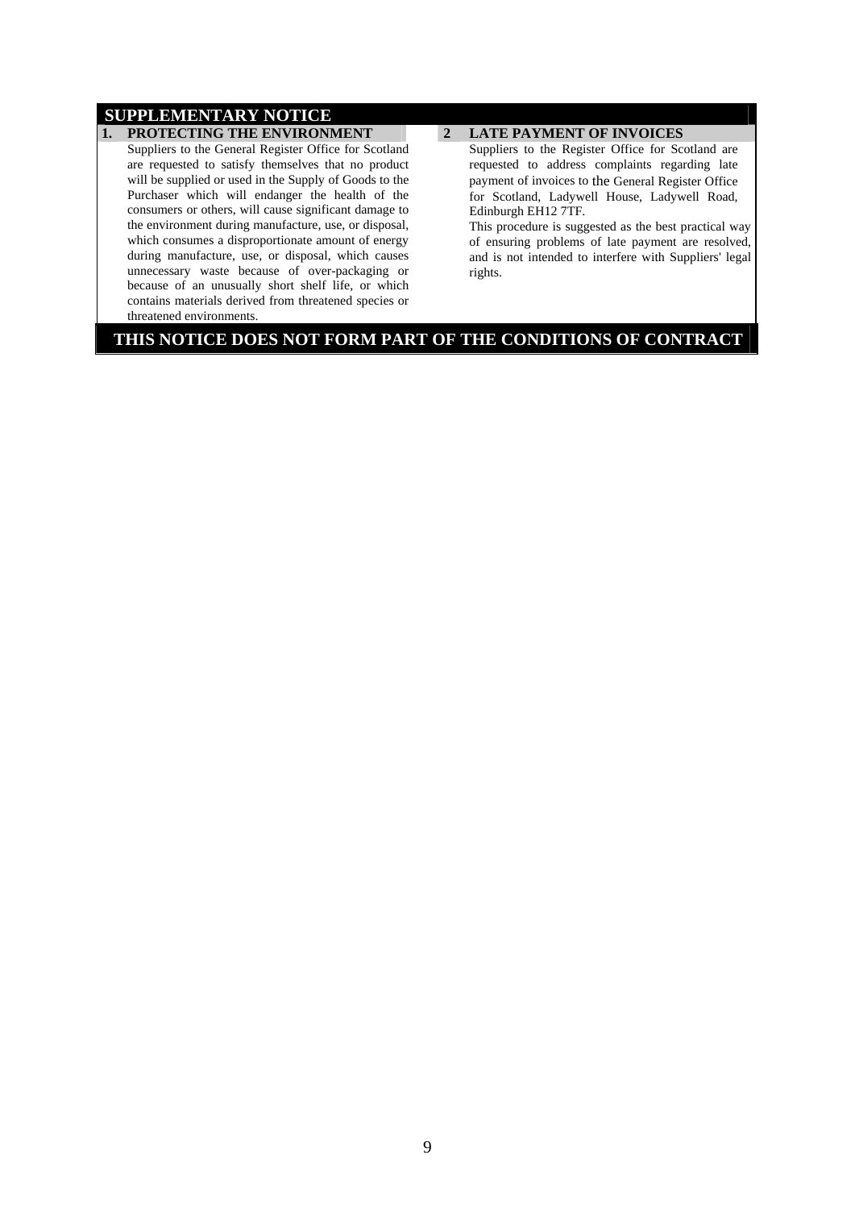## SUPPLEMENTARY NOTICE

### 1. PROTECTING THE ENVIRONMENT

Suppliers to the General Register Office for Scotland are requested to satisfy themselves that no product will be supplied or used in the Supply of Goods to the Purchaser which will endanger the health of the consumers or others, will cause significant damage to the environment during manufacture, use, or disposal, which consumes a disproportionate amount of energy during manufacture, use, or disposal, which causes unnecessary waste because of over-packaging or because of an unusually short shelf life, or which contains materials derived from threatened species or threatened environments.

### 2 LATE PAYMENT OF INVOICES

Suppliers to the Register Office for Scotland are requested to address complaints regarding late payment of invoices to the General Register Office for Scotland, Ladywell House, Ladywell Road, Edinburgh EH12 7TF.

This procedure is suggested as the best practical way of ensuring problems of late payment are resolved, and is not intended to interfere with Suppliers' legal rights.

**THIS NOTICE DOES NOT FORM PART OF THE CONDITIONS OF CONTRACT**